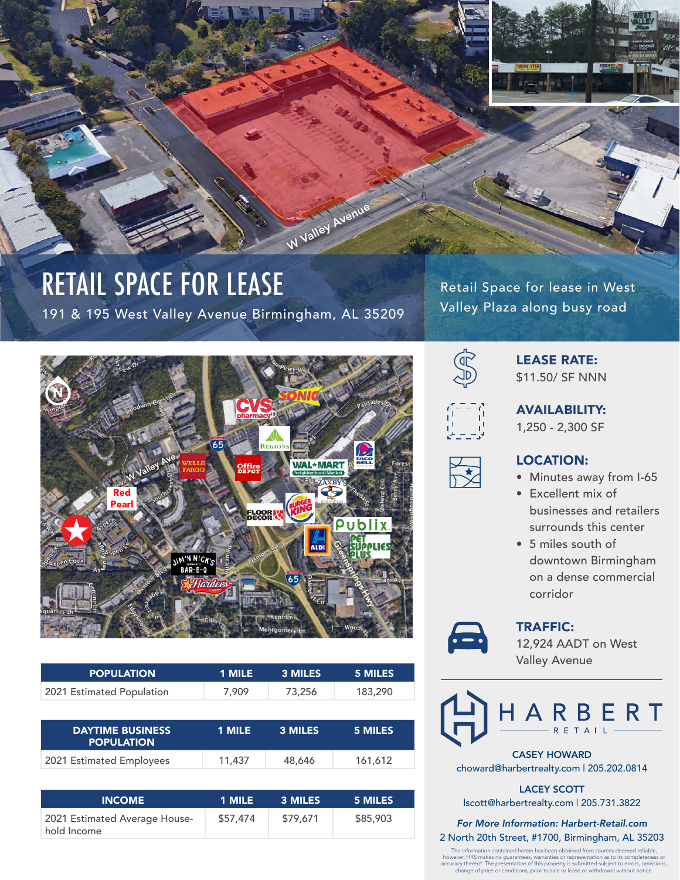# RETAIL SPACE FOR LEASE

191 & 195 West Valley Avenue Birmingham, AL 35209

Retail Space for lease in West Valley Plaza along busy road

| POPULATION | 1 MILE | 3 MILES | 5 MILES |
|---|---|---|---|
| 2021 Estimated Population | 7,909 | 73,256 | 183,290 |

| DAYTIME BUSINESS POPULATION | 1 MILE | 3 MILES | 5 MILES |
|---|---|---|---|
| 2021 Estimated Employees | 11,437 | 48,646 | 161,612 |

| INCOME | 1 MILE | 3 MILES | 5 MILES |
|---|---|---|---|
| 2021 Estimated Average Household Income | $57,474 | $79,671 | $85,903 |

### LEASE RATE:
$11.50/ SF NNN

### AVAILABILITY:
1,250 - 2,300 SF

### LOCATION:
- Minutes away from I-65
- Excellent mix of businesses and retailers surrounds this center
- 5 miles south of downtown Birmingham on a dense commercial corridor

### TRAFFIC:
12,924 AADT on West Valley Avenue

HARBERT RETAIL

CASEY HOWARD
choward@harbertrealty.com | 205.202.0814

LACEY SCOTT
lscott@harbertrealty.com | 205.731.3822

*For More Information: Harbert-Retail.com*

2 North 20th Street, #1700, Birmingham, AL 35203

The information contained herein has been obtained from sources deemed reliable, however, HRS makes no guarantees, warranties or representation as to its completeness or accuracy thereof. The presentation of this property is submitted subject to errors, omissions, change of price or conditions, prior to sale or lease or withdrawal without notice.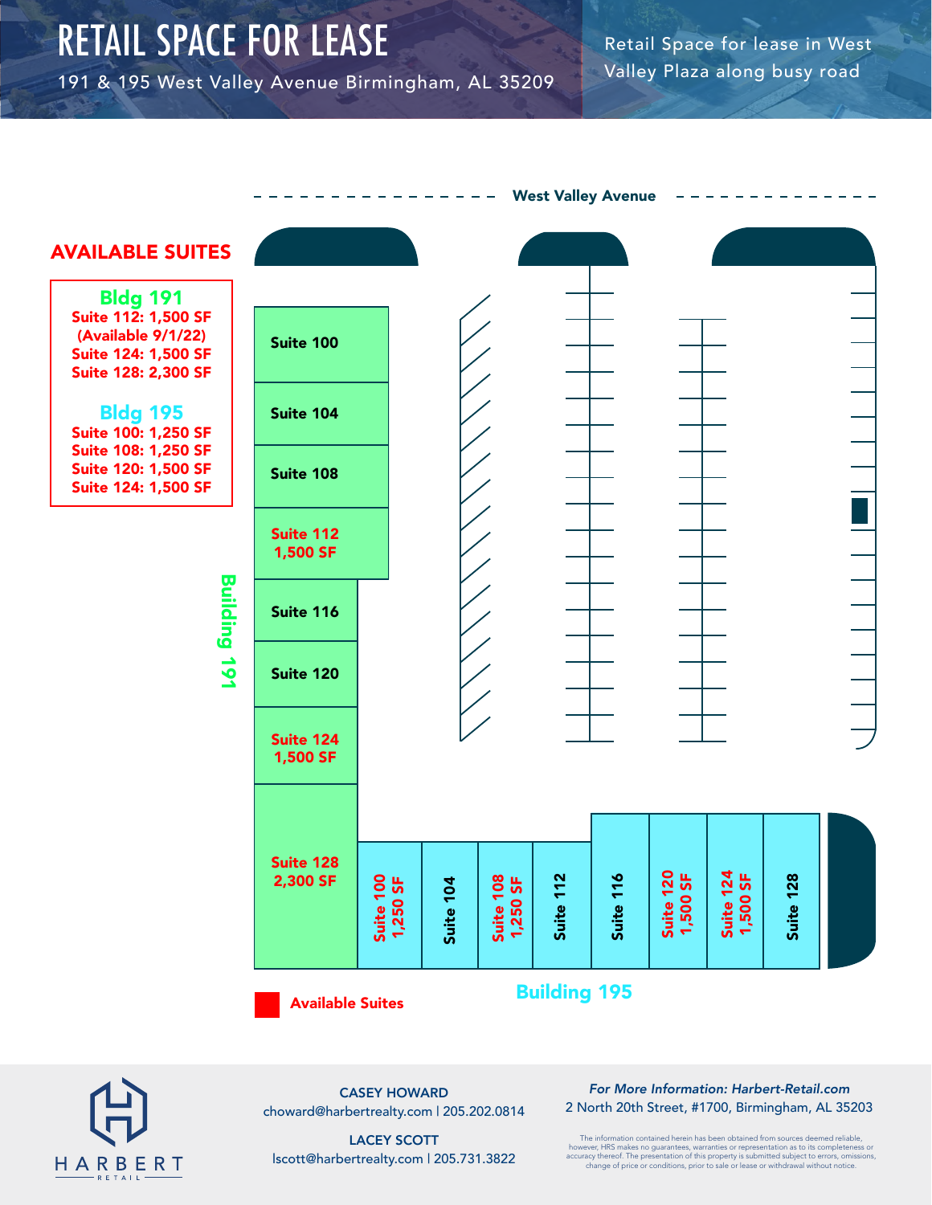# RETAIL SPACE FOR LEASE

191 & 195 West Valley Avenue Birmingham, AL 35209

Retail Space for lease in West Valley Plaza along busy road

## AVAILABLE SUITES

**Bldg 191**
Suite 112: 1,500 SF
(Available 9/1/22)
Suite 124: 1,500 SF
Suite 128: 2,300 SF

**Bldg 195**
Suite 100: 1,250 SF
Suite 108: 1,250 SF
Suite 120: 1,500 SF
Suite 124: 1,500 SF

West Valley Avenue

Building 191

Suite 100
Suite 104
Suite 108
Suite 112 1,500 SF
Suite 116
Suite 120
Suite 124 1,500 SF
Suite 128 2,300 SF

Building 195

Suite 100 1,250 SF
Suite 104
Suite 108 1,250 SF
Suite 112
Suite 116
Suite 120 1,500 SF
Suite 124 1,500 SF
Suite 128

Available Suites

HARBERT RETAIL

**CASEY HOWARD**
choward@harbertrealty.com | 205.202.0814

**LACEY SCOTT**
lscott@harbertrealty.com | 205.731.3822

*For More Information: Harbert-Retail.com*
2 North 20th Street, #1700, Birmingham, AL 35203

The information contained herein has been obtained from sources deemed reliable, however, HRS makes no guarantees, warranties or representation as to its completeness or accuracy thereof. The presentation of this property is submitted subject to errors, omissions, change of price or conditions, prior to sale or lease or withdrawal without notice.